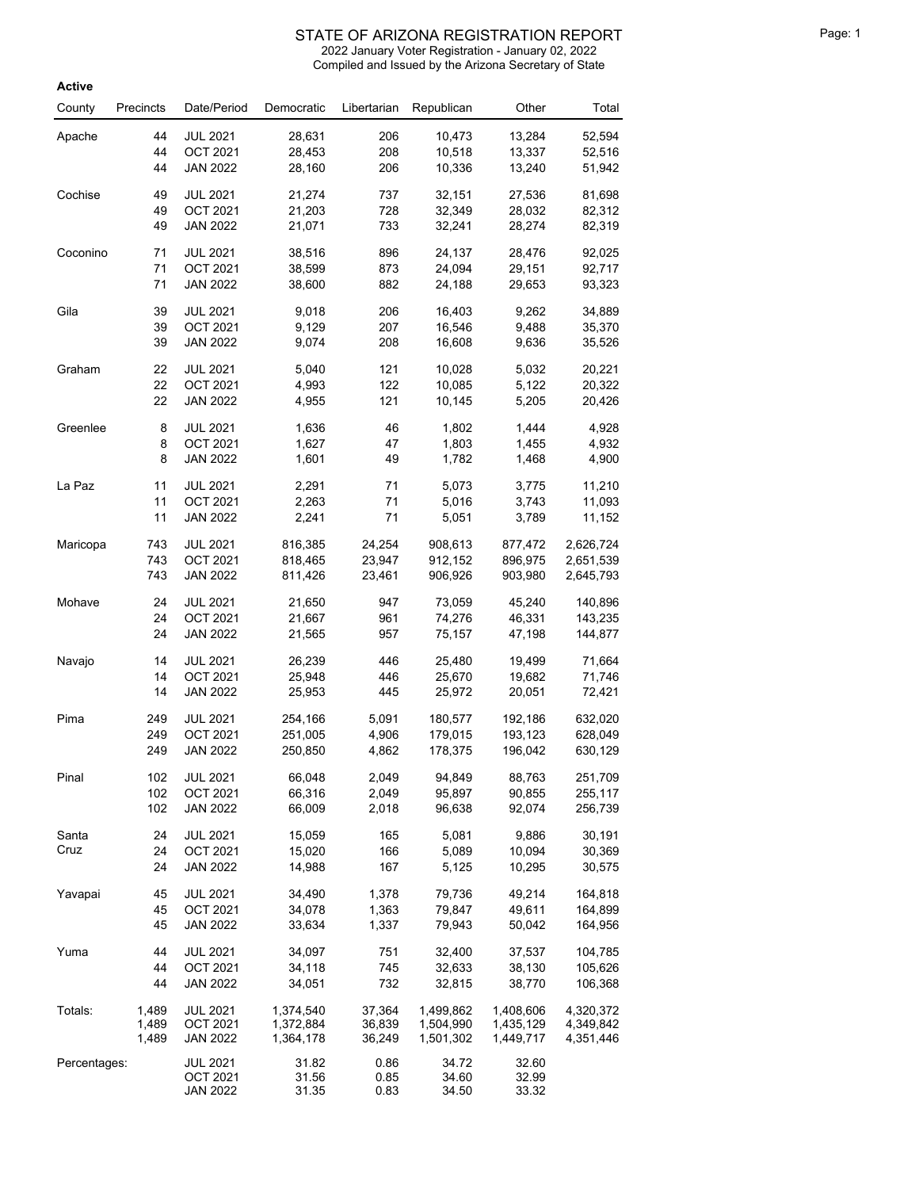# STATE OF ARIZONA REGISTRATION REPORT

2022 January Voter Registration - January 02, 2022

Compiled and Issued by the Arizona Secretary of State

**Active**

| County | Precincts | Date/Period | Democratic | Libertarian | Republican | Other | Total |
|---|---|---|---|---|---|---|---|
| Apache | 44 | JUL 2021 | 28,631 | 206 | 10,473 | 13,284 | 52,594 |
| | 44 | OCT 2021 | 28,453 | 208 | 10,518 | 13,337 | 52,516 |
| | 44 | JAN 2022 | 28,160 | 206 | 10,336 | 13,240 | 51,942 |
| Cochise | 49 | JUL 2021 | 21,274 | 737 | 32,151 | 27,536 | 81,698 |
| | 49 | OCT 2021 | 21,203 | 728 | 32,349 | 28,032 | 82,312 |
| | 49 | JAN 2022 | 21,071 | 733 | 32,241 | 28,274 | 82,319 |
| Coconino | 71 | JUL 2021 | 38,516 | 896 | 24,137 | 28,476 | 92,025 |
| | 71 | OCT 2021 | 38,599 | 873 | 24,094 | 29,151 | 92,717 |
| | 71 | JAN 2022 | 38,600 | 882 | 24,188 | 29,653 | 93,323 |
| Gila | 39 | JUL 2021 | 9,018 | 206 | 16,403 | 9,262 | 34,889 |
| | 39 | OCT 2021 | 9,129 | 207 | 16,546 | 9,488 | 35,370 |
| | 39 | JAN 2022 | 9,074 | 208 | 16,608 | 9,636 | 35,526 |
| Graham | 22 | JUL 2021 | 5,040 | 121 | 10,028 | 5,032 | 20,221 |
| | 22 | OCT 2021 | 4,993 | 122 | 10,085 | 5,122 | 20,322 |
| | 22 | JAN 2022 | 4,955 | 121 | 10,145 | 5,205 | 20,426 |
| Greenlee | 8 | JUL 2021 | 1,636 | 46 | 1,802 | 1,444 | 4,928 |
| | 8 | OCT 2021 | 1,627 | 47 | 1,803 | 1,455 | 4,932 |
| | 8 | JAN 2022 | 1,601 | 49 | 1,782 | 1,468 | 4,900 |
| La Paz | 11 | JUL 2021 | 2,291 | 71 | 5,073 | 3,775 | 11,210 |
| | 11 | OCT 2021 | 2,263 | 71 | 5,016 | 3,743 | 11,093 |
| | 11 | JAN 2022 | 2,241 | 71 | 5,051 | 3,789 | 11,152 |
| Maricopa | 743 | JUL 2021 | 816,385 | 24,254 | 908,613 | 877,472 | 2,626,724 |
| | 743 | OCT 2021 | 818,465 | 23,947 | 912,152 | 896,975 | 2,651,539 |
| | 743 | JAN 2022 | 811,426 | 23,461 | 906,926 | 903,980 | 2,645,793 |
| Mohave | 24 | JUL 2021 | 21,650 | 947 | 73,059 | 45,240 | 140,896 |
| | 24 | OCT 2021 | 21,667 | 961 | 74,276 | 46,331 | 143,235 |
| | 24 | JAN 2022 | 21,565 | 957 | 75,157 | 47,198 | 144,877 |
| Navajo | 14 | JUL 2021 | 26,239 | 446 | 25,480 | 19,499 | 71,664 |
| | 14 | OCT 2021 | 25,948 | 446 | 25,670 | 19,682 | 71,746 |
| | 14 | JAN 2022 | 25,953 | 445 | 25,972 | 20,051 | 72,421 |
| Pima | 249 | JUL 2021 | 254,166 | 5,091 | 180,577 | 192,186 | 632,020 |
| | 249 | OCT 2021 | 251,005 | 4,906 | 179,015 | 193,123 | 628,049 |
| | 249 | JAN 2022 | 250,850 | 4,862 | 178,375 | 196,042 | 630,129 |
| Pinal | 102 | JUL 2021 | 66,048 | 2,049 | 94,849 | 88,763 | 251,709 |
| | 102 | OCT 2021 | 66,316 | 2,049 | 95,897 | 90,855 | 255,117 |
| | 102 | JAN 2022 | 66,009 | 2,018 | 96,638 | 92,074 | 256,739 |
| Santa Cruz | 24 | JUL 2021 | 15,059 | 165 | 5,081 | 9,886 | 30,191 |
| | 24 | OCT 2021 | 15,020 | 166 | 5,089 | 10,094 | 30,369 |
| | 24 | JAN 2022 | 14,988 | 167 | 5,125 | 10,295 | 30,575 |
| Yavapai | 45 | JUL 2021 | 34,490 | 1,378 | 79,736 | 49,214 | 164,818 |
| | 45 | OCT 2021 | 34,078 | 1,363 | 79,847 | 49,611 | 164,899 |
| | 45 | JAN 2022 | 33,634 | 1,337 | 79,943 | 50,042 | 164,956 |
| Yuma | 44 | JUL 2021 | 34,097 | 751 | 32,400 | 37,537 | 104,785 |
| | 44 | OCT 2021 | 34,118 | 745 | 32,633 | 38,130 | 105,626 |
| | 44 | JAN 2022 | 34,051 | 732 | 32,815 | 38,770 | 106,368 |
| Totals: | 1,489 | JUL 2021 | 1,374,540 | 37,364 | 1,499,862 | 1,408,606 | 4,320,372 |
| | 1,489 | OCT 2021 | 1,372,884 | 36,839 | 1,504,990 | 1,435,129 | 4,349,842 |
| | 1,489 | JAN 2022 | 1,364,178 | 36,249 | 1,501,302 | 1,449,717 | 4,351,446 |
| Percentages: | | JUL 2021 | 31.82 | 0.86 | 34.72 | 32.60 | |
| | | OCT 2021 | 31.56 | 0.85 | 34.60 | 32.99 | |
| | | JAN 2022 | 31.35 | 0.83 | 34.50 | 33.32 | |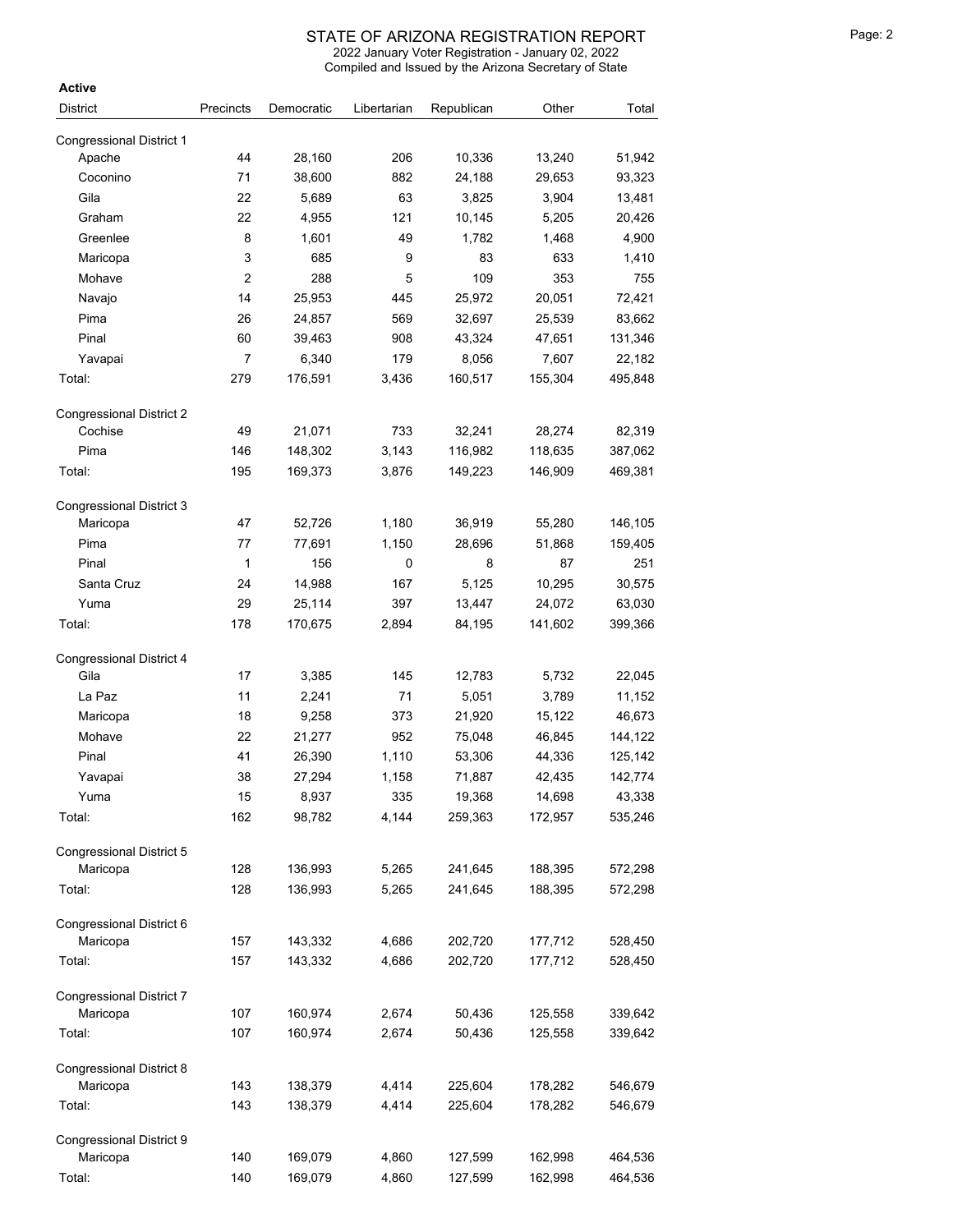# STATE OF ARIZONA REGISTRATION REPORT

2022 January Voter Registration - January 02, 2022

Compiled and Issued by the Arizona Secretary of State

**Active**

| District | Precincts | Democratic | Libertarian | Republican | Other | Total |
|---|---|---|---|---|---|---|
| Congressional District 1 | | | | | | |
| Apache | 44 | 28,160 | 206 | 10,336 | 13,240 | 51,942 |
| Coconino | 71 | 38,600 | 882 | 24,188 | 29,653 | 93,323 |
| Gila | 22 | 5,689 | 63 | 3,825 | 3,904 | 13,481 |
| Graham | 22 | 4,955 | 121 | 10,145 | 5,205 | 20,426 |
| Greenlee | 8 | 1,601 | 49 | 1,782 | 1,468 | 4,900 |
| Maricopa | 3 | 685 | 9 | 83 | 633 | 1,410 |
| Mohave | 2 | 288 | 5 | 109 | 353 | 755 |
| Navajo | 14 | 25,953 | 445 | 25,972 | 20,051 | 72,421 |
| Pima | 26 | 24,857 | 569 | 32,697 | 25,539 | 83,662 |
| Pinal | 60 | 39,463 | 908 | 43,324 | 47,651 | 131,346 |
| Yavapai | 7 | 6,340 | 179 | 8,056 | 7,607 | 22,182 |
| Total: | 279 | 176,591 | 3,436 | 160,517 | 155,304 | 495,848 |
| Congressional District 2 | | | | | | |
| Cochise | 49 | 21,071 | 733 | 32,241 | 28,274 | 82,319 |
| Pima | 146 | 148,302 | 3,143 | 116,982 | 118,635 | 387,062 |
| Total: | 195 | 169,373 | 3,876 | 149,223 | 146,909 | 469,381 |
| Congressional District 3 | | | | | | |
| Maricopa | 47 | 52,726 | 1,180 | 36,919 | 55,280 | 146,105 |
| Pima | 77 | 77,691 | 1,150 | 28,696 | 51,868 | 159,405 |
| Pinal | 1 | 156 | 0 | 8 | 87 | 251 |
| Santa Cruz | 24 | 14,988 | 167 | 5,125 | 10,295 | 30,575 |
| Yuma | 29 | 25,114 | 397 | 13,447 | 24,072 | 63,030 |
| Total: | 178 | 170,675 | 2,894 | 84,195 | 141,602 | 399,366 |
| Congressional District 4 | | | | | | |
| Gila | 17 | 3,385 | 145 | 12,783 | 5,732 | 22,045 |
| La Paz | 11 | 2,241 | 71 | 5,051 | 3,789 | 11,152 |
| Maricopa | 18 | 9,258 | 373 | 21,920 | 15,122 | 46,673 |
| Mohave | 22 | 21,277 | 952 | 75,048 | 46,845 | 144,122 |
| Pinal | 41 | 26,390 | 1,110 | 53,306 | 44,336 | 125,142 |
| Yavapai | 38 | 27,294 | 1,158 | 71,887 | 42,435 | 142,774 |
| Yuma | 15 | 8,937 | 335 | 19,368 | 14,698 | 43,338 |
| Total: | 162 | 98,782 | 4,144 | 259,363 | 172,957 | 535,246 |
| Congressional District 5 | | | | | | |
| Maricopa | 128 | 136,993 | 5,265 | 241,645 | 188,395 | 572,298 |
| Total: | 128 | 136,993 | 5,265 | 241,645 | 188,395 | 572,298 |
| Congressional District 6 | | | | | | |
| Maricopa | 157 | 143,332 | 4,686 | 202,720 | 177,712 | 528,450 |
| Total: | 157 | 143,332 | 4,686 | 202,720 | 177,712 | 528,450 |
| Congressional District 7 | | | | | | |
| Maricopa | 107 | 160,974 | 2,674 | 50,436 | 125,558 | 339,642 |
| Total: | 107 | 160,974 | 2,674 | 50,436 | 125,558 | 339,642 |
| Congressional District 8 | | | | | | |
| Maricopa | 143 | 138,379 | 4,414 | 225,604 | 178,282 | 546,679 |
| Total: | 143 | 138,379 | 4,414 | 225,604 | 178,282 | 546,679 |
| Congressional District 9 | | | | | | |
| Maricopa | 140 | 169,079 | 4,860 | 127,599 | 162,998 | 464,536 |
| Total: | 140 | 169,079 | 4,860 | 127,599 | 162,998 | 464,536 |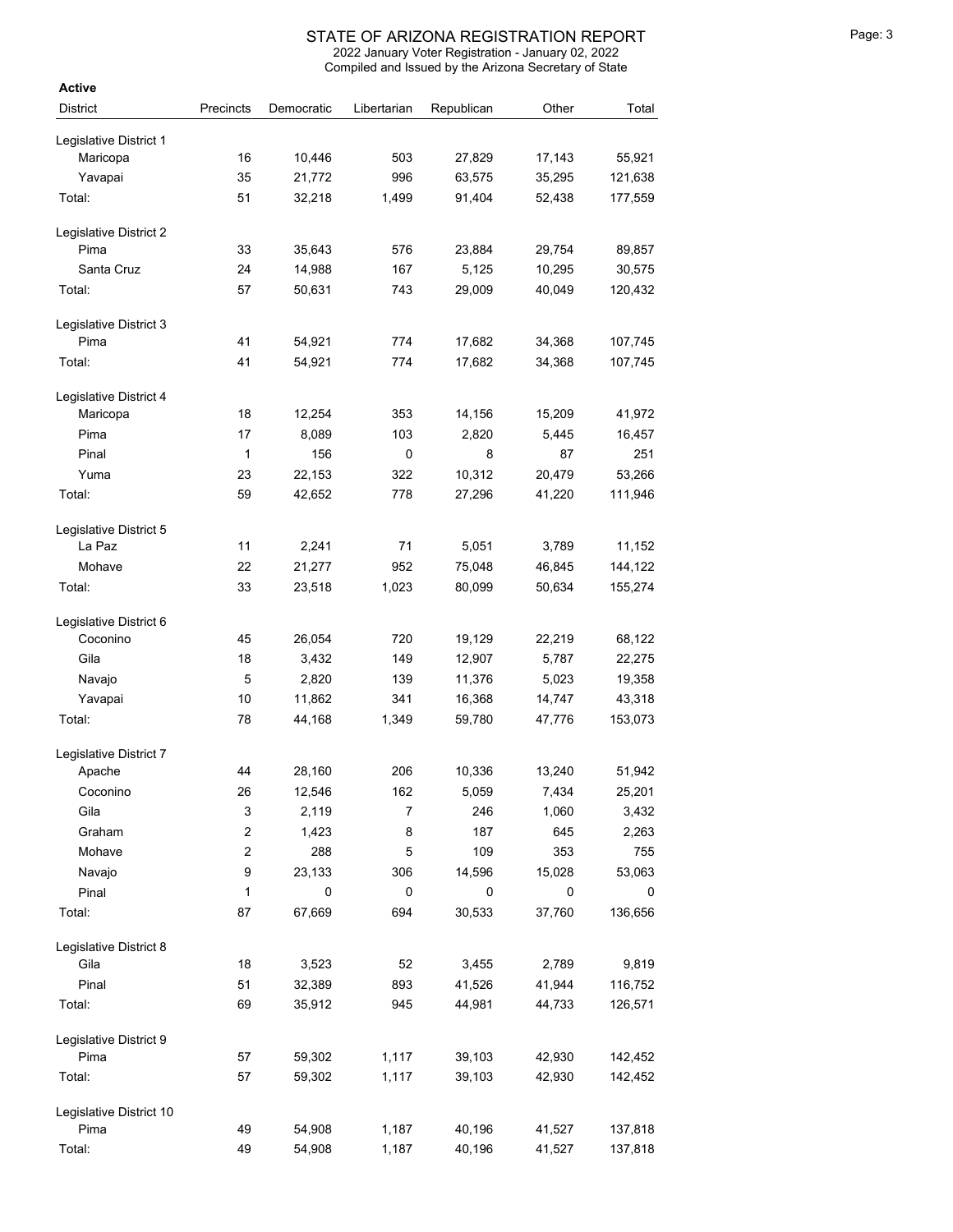# STATE OF ARIZONA REGISTRATION REPORT

2022 January Voter Registration - January 02, 2022
Compiled and Issued by the Arizona Secretary of State

**Active**

| District | Precincts | Democratic | Libertarian | Republican | Other | Total |
|---|---|---|---|---|---|---|
| **Legislative District 1** | | | | | | |
| Maricopa | 16 | 10,446 | 503 | 27,829 | 17,143 | 55,921 |
| Yavapai | 35 | 21,772 | 996 | 63,575 | 35,295 | 121,638 |
| Total: | 51 | 32,218 | 1,499 | 91,404 | 52,438 | 177,559 |
| **Legislative District 2** | | | | | | |
| Pima | 33 | 35,643 | 576 | 23,884 | 29,754 | 89,857 |
| Santa Cruz | 24 | 14,988 | 167 | 5,125 | 10,295 | 30,575 |
| Total: | 57 | 50,631 | 743 | 29,009 | 40,049 | 120,432 |
| **Legislative District 3** | | | | | | |
| Pima | 41 | 54,921 | 774 | 17,682 | 34,368 | 107,745 |
| Total: | 41 | 54,921 | 774 | 17,682 | 34,368 | 107,745 |
| **Legislative District 4** | | | | | | |
| Maricopa | 18 | 12,254 | 353 | 14,156 | 15,209 | 41,972 |
| Pima | 17 | 8,089 | 103 | 2,820 | 5,445 | 16,457 |
| Pinal | 1 | 156 | 0 | 8 | 87 | 251 |
| Yuma | 23 | 22,153 | 322 | 10,312 | 20,479 | 53,266 |
| Total: | 59 | 42,652 | 778 | 27,296 | 41,220 | 111,946 |
| **Legislative District 5** | | | | | | |
| La Paz | 11 | 2,241 | 71 | 5,051 | 3,789 | 11,152 |
| Mohave | 22 | 21,277 | 952 | 75,048 | 46,845 | 144,122 |
| Total: | 33 | 23,518 | 1,023 | 80,099 | 50,634 | 155,274 |
| **Legislative District 6** | | | | | | |
| Coconino | 45 | 26,054 | 720 | 19,129 | 22,219 | 68,122 |
| Gila | 18 | 3,432 | 149 | 12,907 | 5,787 | 22,275 |
| Navajo | 5 | 2,820 | 139 | 11,376 | 5,023 | 19,358 |
| Yavapai | 10 | 11,862 | 341 | 16,368 | 14,747 | 43,318 |
| Total: | 78 | 44,168 | 1,349 | 59,780 | 47,776 | 153,073 |
| **Legislative District 7** | | | | | | |
| Apache | 44 | 28,160 | 206 | 10,336 | 13,240 | 51,942 |
| Coconino | 26 | 12,546 | 162 | 5,059 | 7,434 | 25,201 |
| Gila | 3 | 2,119 | 7 | 246 | 1,060 | 3,432 |
| Graham | 2 | 1,423 | 8 | 187 | 645 | 2,263 |
| Mohave | 2 | 288 | 5 | 109 | 353 | 755 |
| Navajo | 9 | 23,133 | 306 | 14,596 | 15,028 | 53,063 |
| Pinal | 1 | 0 | 0 | 0 | 0 | 0 |
| Total: | 87 | 67,669 | 694 | 30,533 | 37,760 | 136,656 |
| **Legislative District 8** | | | | | | |
| Gila | 18 | 3,523 | 52 | 3,455 | 2,789 | 9,819 |
| Pinal | 51 | 32,389 | 893 | 41,526 | 41,944 | 116,752 |
| Total: | 69 | 35,912 | 945 | 44,981 | 44,733 | 126,571 |
| **Legislative District 9** | | | | | | |
| Pima | 57 | 59,302 | 1,117 | 39,103 | 42,930 | 142,452 |
| Total: | 57 | 59,302 | 1,117 | 39,103 | 42,930 | 142,452 |
| **Legislative District 10** | | | | | | |
| Pima | 49 | 54,908 | 1,187 | 40,196 | 41,527 | 137,818 |
| Total: | 49 | 54,908 | 1,187 | 40,196 | 41,527 | 137,818 |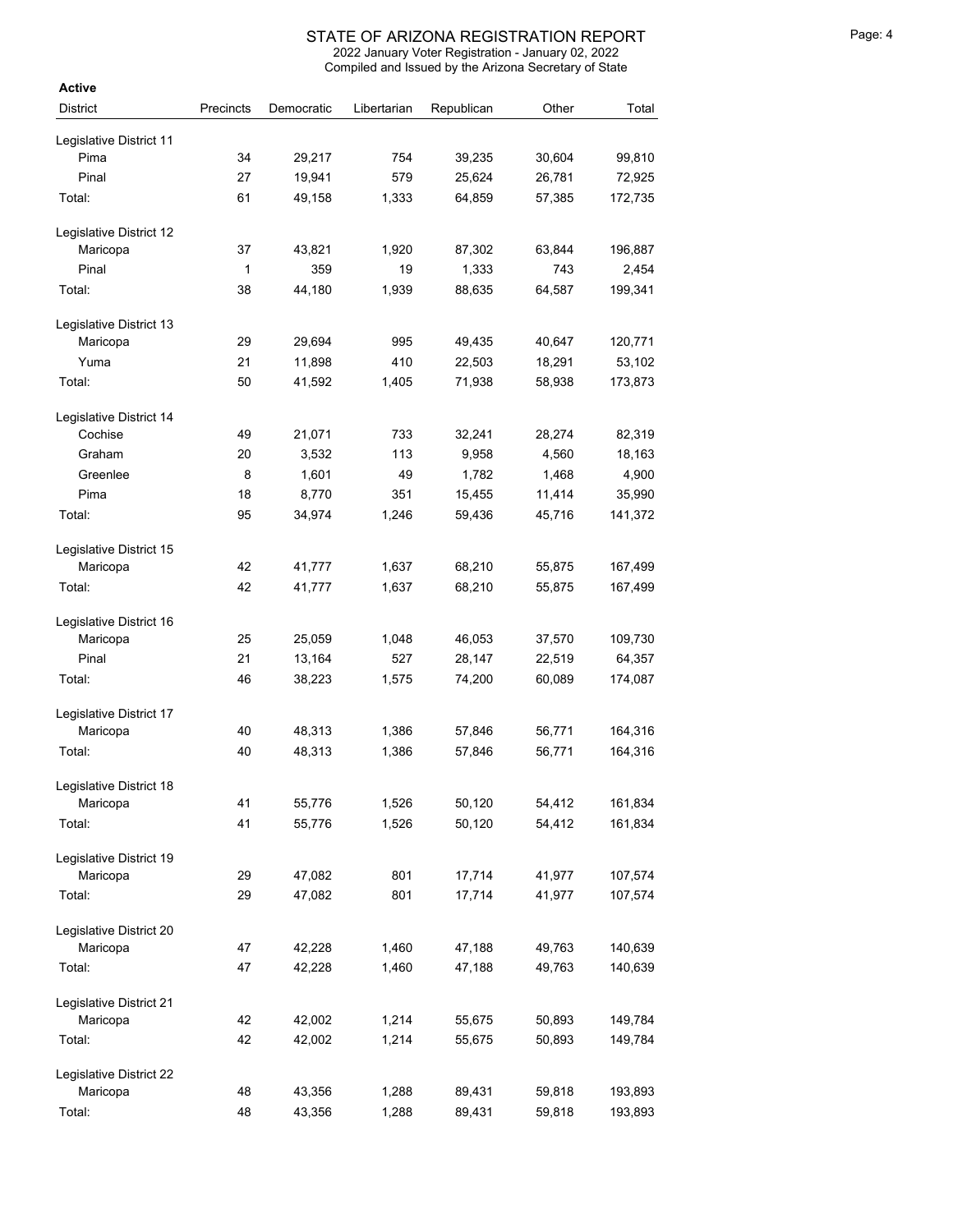# STATE OF ARIZONA REGISTRATION REPORT

2022 January Voter Registration - January 02, 2022

Compiled and Issued by the Arizona Secretary of State

**Active**

| District | Precincts | Democratic | Libertarian | Republican | Other | Total |
|---|---|---|---|---|---|---|
| Legislative District 11 | | | | | | |
| Pima | 34 | 29,217 | 754 | 39,235 | 30,604 | 99,810 |
| Pinal | 27 | 19,941 | 579 | 25,624 | 26,781 | 72,925 |
| Total: | 61 | 49,158 | 1,333 | 64,859 | 57,385 | 172,735 |
| Legislative District 12 | | | | | | |
| Maricopa | 37 | 43,821 | 1,920 | 87,302 | 63,844 | 196,887 |
| Pinal | 1 | 359 | 19 | 1,333 | 743 | 2,454 |
| Total: | 38 | 44,180 | 1,939 | 88,635 | 64,587 | 199,341 |
| Legislative District 13 | | | | | | |
| Maricopa | 29 | 29,694 | 995 | 49,435 | 40,647 | 120,771 |
| Yuma | 21 | 11,898 | 410 | 22,503 | 18,291 | 53,102 |
| Total: | 50 | 41,592 | 1,405 | 71,938 | 58,938 | 173,873 |
| Legislative District 14 | | | | | | |
| Cochise | 49 | 21,071 | 733 | 32,241 | 28,274 | 82,319 |
| Graham | 20 | 3,532 | 113 | 9,958 | 4,560 | 18,163 |
| Greenlee | 8 | 1,601 | 49 | 1,782 | 1,468 | 4,900 |
| Pima | 18 | 8,770 | 351 | 15,455 | 11,414 | 35,990 |
| Total: | 95 | 34,974 | 1,246 | 59,436 | 45,716 | 141,372 |
| Legislative District 15 | | | | | | |
| Maricopa | 42 | 41,777 | 1,637 | 68,210 | 55,875 | 167,499 |
| Total: | 42 | 41,777 | 1,637 | 68,210 | 55,875 | 167,499 |
| Legislative District 16 | | | | | | |
| Maricopa | 25 | 25,059 | 1,048 | 46,053 | 37,570 | 109,730 |
| Pinal | 21 | 13,164 | 527 | 28,147 | 22,519 | 64,357 |
| Total: | 46 | 38,223 | 1,575 | 74,200 | 60,089 | 174,087 |
| Legislative District 17 | | | | | | |
| Maricopa | 40 | 48,313 | 1,386 | 57,846 | 56,771 | 164,316 |
| Total: | 40 | 48,313 | 1,386 | 57,846 | 56,771 | 164,316 |
| Legislative District 18 | | | | | | |
| Maricopa | 41 | 55,776 | 1,526 | 50,120 | 54,412 | 161,834 |
| Total: | 41 | 55,776 | 1,526 | 50,120 | 54,412 | 161,834 |
| Legislative District 19 | | | | | | |
| Maricopa | 29 | 47,082 | 801 | 17,714 | 41,977 | 107,574 |
| Total: | 29 | 47,082 | 801 | 17,714 | 41,977 | 107,574 |
| Legislative District 20 | | | | | | |
| Maricopa | 47 | 42,228 | 1,460 | 47,188 | 49,763 | 140,639 |
| Total: | 47 | 42,228 | 1,460 | 47,188 | 49,763 | 140,639 |
| Legislative District 21 | | | | | | |
| Maricopa | 42 | 42,002 | 1,214 | 55,675 | 50,893 | 149,784 |
| Total: | 42 | 42,002 | 1,214 | 55,675 | 50,893 | 149,784 |
| Legislative District 22 | | | | | | |
| Maricopa | 48 | 43,356 | 1,288 | 89,431 | 59,818 | 193,893 |
| Total: | 48 | 43,356 | 1,288 | 89,431 | 59,818 | 193,893 |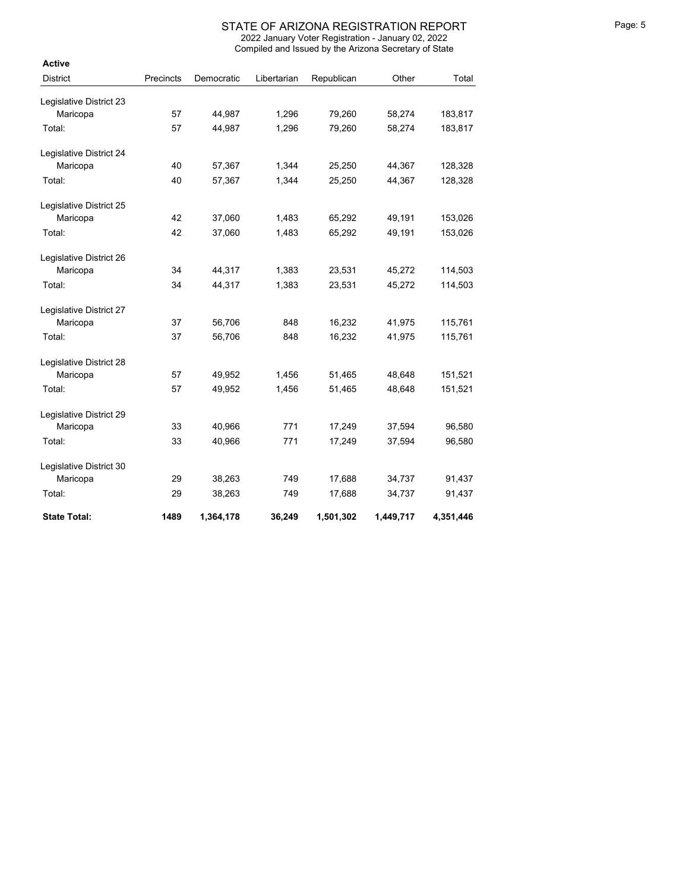# STATE OF ARIZONA REGISTRATION REPORT

2022 January Voter Registration - January 02, 2022

Compiled and Issued by the Arizona Secretary of State

**Active**

| District | Precincts | Democratic | Libertarian | Republican | Other | Total |
|---|---|---|---|---|---|---|
| Legislative District 23 | | | | | | |
| Maricopa | 57 | 44,987 | 1,296 | 79,260 | 58,274 | 183,817 |
| Total: | 57 | 44,987 | 1,296 | 79,260 | 58,274 | 183,817 |
| Legislative District 24 | | | | | | |
| Maricopa | 40 | 57,367 | 1,344 | 25,250 | 44,367 | 128,328 |
| Total: | 40 | 57,367 | 1,344 | 25,250 | 44,367 | 128,328 |
| Legislative District 25 | | | | | | |
| Maricopa | 42 | 37,060 | 1,483 | 65,292 | 49,191 | 153,026 |
| Total: | 42 | 37,060 | 1,483 | 65,292 | 49,191 | 153,026 |
| Legislative District 26 | | | | | | |
| Maricopa | 34 | 44,317 | 1,383 | 23,531 | 45,272 | 114,503 |
| Total: | 34 | 44,317 | 1,383 | 23,531 | 45,272 | 114,503 |
| Legislative District 27 | | | | | | |
| Maricopa | 37 | 56,706 | 848 | 16,232 | 41,975 | 115,761 |
| Total: | 37 | 56,706 | 848 | 16,232 | 41,975 | 115,761 |
| Legislative District 28 | | | | | | |
| Maricopa | 57 | 49,952 | 1,456 | 51,465 | 48,648 | 151,521 |
| Total: | 57 | 49,952 | 1,456 | 51,465 | 48,648 | 151,521 |
| Legislative District 29 | | | | | | |
| Maricopa | 33 | 40,966 | 771 | 17,249 | 37,594 | 96,580 |
| Total: | 33 | 40,966 | 771 | 17,249 | 37,594 | 96,580 |
| Legislative District 30 | | | | | | |
| Maricopa | 29 | 38,263 | 749 | 17,688 | 34,737 | 91,437 |
| Total: | 29 | 38,263 | 749 | 17,688 | 34,737 | 91,437 |
| **State Total:** | **1489** | **1,364,178** | **36,249** | **1,501,302** | **1,449,717** | **4,351,446** |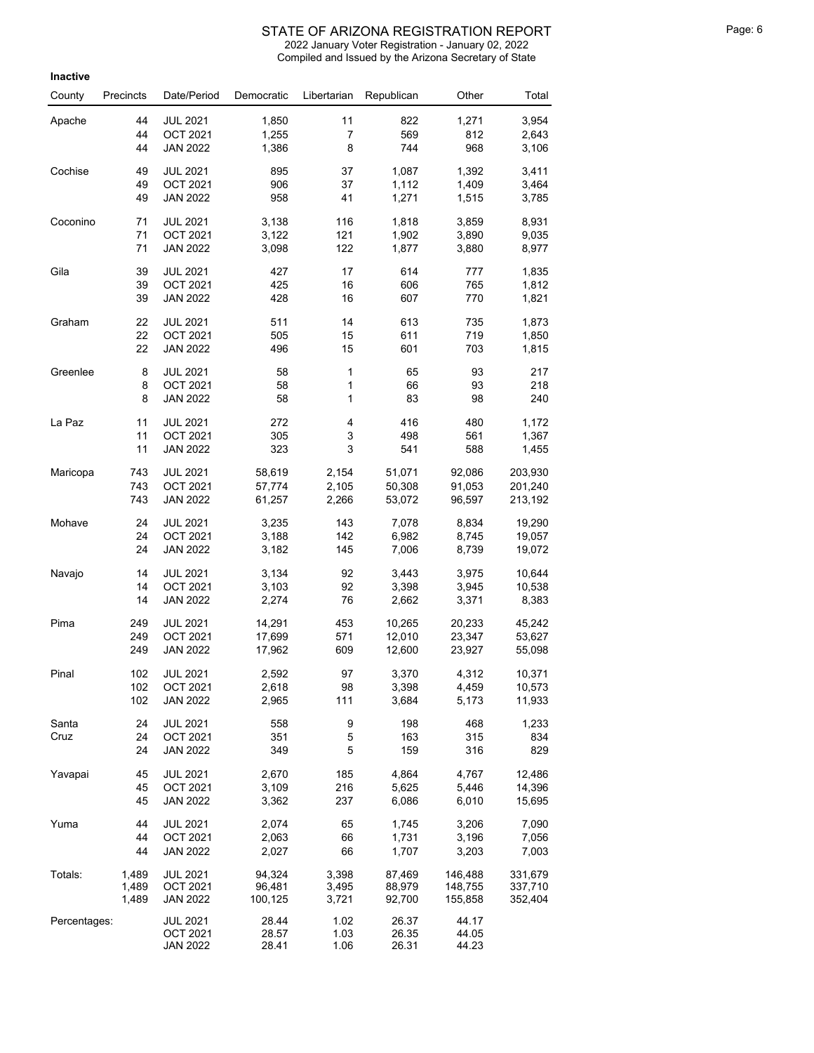# STATE OF ARIZONA REGISTRATION REPORT

2022 January Voter Registration - January 02, 2022

Compiled and Issued by the Arizona Secretary of State

**Inactive**

| County | Precincts | Date/Period | Democratic | Libertarian | Republican | Other | Total |
|---|---|---|---|---|---|---|---|
| Apache | 44 | JUL 2021 | 1,850 | 11 | 822 | 1,271 | 3,954 |
| | 44 | OCT 2021 | 1,255 | 7 | 569 | 812 | 2,643 |
| | 44 | JAN 2022 | 1,386 | 8 | 744 | 968 | 3,106 |
| Cochise | 49 | JUL 2021 | 895 | 37 | 1,087 | 1,392 | 3,411 |
| | 49 | OCT 2021 | 906 | 37 | 1,112 | 1,409 | 3,464 |
| | 49 | JAN 2022 | 958 | 41 | 1,271 | 1,515 | 3,785 |
| Coconino | 71 | JUL 2021 | 3,138 | 116 | 1,818 | 3,859 | 8,931 |
| | 71 | OCT 2021 | 3,122 | 121 | 1,902 | 3,890 | 9,035 |
| | 71 | JAN 2022 | 3,098 | 122 | 1,877 | 3,880 | 8,977 |
| Gila | 39 | JUL 2021 | 427 | 17 | 614 | 777 | 1,835 |
| | 39 | OCT 2021 | 425 | 16 | 606 | 765 | 1,812 |
| | 39 | JAN 2022 | 428 | 16 | 607 | 770 | 1,821 |
| Graham | 22 | JUL 2021 | 511 | 14 | 613 | 735 | 1,873 |
| | 22 | OCT 2021 | 505 | 15 | 611 | 719 | 1,850 |
| | 22 | JAN 2022 | 496 | 15 | 601 | 703 | 1,815 |
| Greenlee | 8 | JUL 2021 | 58 | 1 | 65 | 93 | 217 |
| | 8 | OCT 2021 | 58 | 1 | 66 | 93 | 218 |
| | 8 | JAN 2022 | 58 | 1 | 83 | 98 | 240 |
| La Paz | 11 | JUL 2021 | 272 | 4 | 416 | 480 | 1,172 |
| | 11 | OCT 2021 | 305 | 3 | 498 | 561 | 1,367 |
| | 11 | JAN 2022 | 323 | 3 | 541 | 588 | 1,455 |
| Maricopa | 743 | JUL 2021 | 58,619 | 2,154 | 51,071 | 92,086 | 203,930 |
| | 743 | OCT 2021 | 57,774 | 2,105 | 50,308 | 91,053 | 201,240 |
| | 743 | JAN 2022 | 61,257 | 2,266 | 53,072 | 96,597 | 213,192 |
| Mohave | 24 | JUL 2021 | 3,235 | 143 | 7,078 | 8,834 | 19,290 |
| | 24 | OCT 2021 | 3,188 | 142 | 6,982 | 8,745 | 19,057 |
| | 24 | JAN 2022 | 3,182 | 145 | 7,006 | 8,739 | 19,072 |
| Navajo | 14 | JUL 2021 | 3,134 | 92 | 3,443 | 3,975 | 10,644 |
| | 14 | OCT 2021 | 3,103 | 92 | 3,398 | 3,945 | 10,538 |
| | 14 | JAN 2022 | 2,274 | 76 | 2,662 | 3,371 | 8,383 |
| Pima | 249 | JUL 2021 | 14,291 | 453 | 10,265 | 20,233 | 45,242 |
| | 249 | OCT 2021 | 17,699 | 571 | 12,010 | 23,347 | 53,627 |
| | 249 | JAN 2022 | 17,962 | 609 | 12,600 | 23,927 | 55,098 |
| Pinal | 102 | JUL 2021 | 2,592 | 97 | 3,370 | 4,312 | 10,371 |
| | 102 | OCT 2021 | 2,618 | 98 | 3,398 | 4,459 | 10,573 |
| | 102 | JAN 2022 | 2,965 | 111 | 3,684 | 5,173 | 11,933 |
| Santa Cruz | 24 | JUL 2021 | 558 | 9 | 198 | 468 | 1,233 |
| | 24 | OCT 2021 | 351 | 5 | 163 | 315 | 834 |
| | 24 | JAN 2022 | 349 | 5 | 159 | 316 | 829 |
| Yavapai | 45 | JUL 2021 | 2,670 | 185 | 4,864 | 4,767 | 12,486 |
| | 45 | OCT 2021 | 3,109 | 216 | 5,625 | 5,446 | 14,396 |
| | 45 | JAN 2022 | 3,362 | 237 | 6,086 | 6,010 | 15,695 |
| Yuma | 44 | JUL 2021 | 2,074 | 65 | 1,745 | 3,206 | 7,090 |
| | 44 | OCT 2021 | 2,063 | 66 | 1,731 | 3,196 | 7,056 |
| | 44 | JAN 2022 | 2,027 | 66 | 1,707 | 3,203 | 7,003 |
| Totals: | 1,489 | JUL 2021 | 94,324 | 3,398 | 87,469 | 146,488 | 331,679 |
| | 1,489 | OCT 2021 | 96,481 | 3,495 | 88,979 | 148,755 | 337,710 |
| | 1,489 | JAN 2022 | 100,125 | 3,721 | 92,700 | 155,858 | 352,404 |
| Percentages: | | JUL 2021 | 28.44 | 1.02 | 26.37 | 44.17 | |
| | | OCT 2021 | 28.57 | 1.03 | 26.35 | 44.05 | |
| | | JAN 2022 | 28.41 | 1.06 | 26.31 | 44.23 | |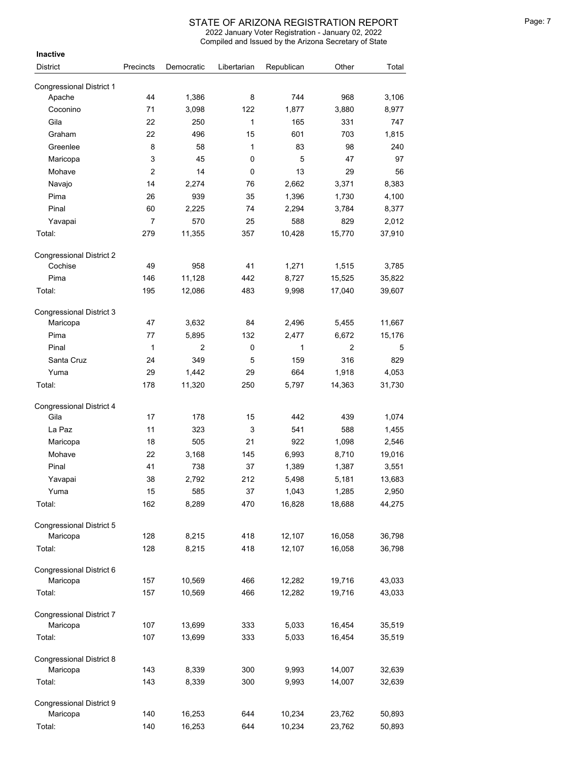# STATE OF ARIZONA REGISTRATION REPORT

2022 January Voter Registration - January 02, 2022

Compiled and Issued by the Arizona Secretary of State

**Inactive**

| District | Precincts | Democratic | Libertarian | Republican | Other | Total |
|---|---|---|---|---|---|---|
| Congressional District 1 | | | | | | |
| Apache | 44 | 1,386 | 8 | 744 | 968 | 3,106 |
| Coconino | 71 | 3,098 | 122 | 1,877 | 3,880 | 8,977 |
| Gila | 22 | 250 | 1 | 165 | 331 | 747 |
| Graham | 22 | 496 | 15 | 601 | 703 | 1,815 |
| Greenlee | 8 | 58 | 1 | 83 | 98 | 240 |
| Maricopa | 3 | 45 | 0 | 5 | 47 | 97 |
| Mohave | 2 | 14 | 0 | 13 | 29 | 56 |
| Navajo | 14 | 2,274 | 76 | 2,662 | 3,371 | 8,383 |
| Pima | 26 | 939 | 35 | 1,396 | 1,730 | 4,100 |
| Pinal | 60 | 2,225 | 74 | 2,294 | 3,784 | 8,377 |
| Yavapai | 7 | 570 | 25 | 588 | 829 | 2,012 |
| Total: | 279 | 11,355 | 357 | 10,428 | 15,770 | 37,910 |
| Congressional District 2 | | | | | | |
| Cochise | 49 | 958 | 41 | 1,271 | 1,515 | 3,785 |
| Pima | 146 | 11,128 | 442 | 8,727 | 15,525 | 35,822 |
| Total: | 195 | 12,086 | 483 | 9,998 | 17,040 | 39,607 |
| Congressional District 3 | | | | | | |
| Maricopa | 47 | 3,632 | 84 | 2,496 | 5,455 | 11,667 |
| Pima | 77 | 5,895 | 132 | 2,477 | 6,672 | 15,176 |
| Pinal | 1 | 2 | 0 | 1 | 2 | 5 |
| Santa Cruz | 24 | 349 | 5 | 159 | 316 | 829 |
| Yuma | 29 | 1,442 | 29 | 664 | 1,918 | 4,053 |
| Total: | 178 | 11,320 | 250 | 5,797 | 14,363 | 31,730 |
| Congressional District 4 | | | | | | |
| Gila | 17 | 178 | 15 | 442 | 439 | 1,074 |
| La Paz | 11 | 323 | 3 | 541 | 588 | 1,455 |
| Maricopa | 18 | 505 | 21 | 922 | 1,098 | 2,546 |
| Mohave | 22 | 3,168 | 145 | 6,993 | 8,710 | 19,016 |
| Pinal | 41 | 738 | 37 | 1,389 | 1,387 | 3,551 |
| Yavapai | 38 | 2,792 | 212 | 5,498 | 5,181 | 13,683 |
| Yuma | 15 | 585 | 37 | 1,043 | 1,285 | 2,950 |
| Total: | 162 | 8,289 | 470 | 16,828 | 18,688 | 44,275 |
| Congressional District 5 | | | | | | |
| Maricopa | 128 | 8,215 | 418 | 12,107 | 16,058 | 36,798 |
| Total: | 128 | 8,215 | 418 | 12,107 | 16,058 | 36,798 |
| Congressional District 6 | | | | | | |
| Maricopa | 157 | 10,569 | 466 | 12,282 | 19,716 | 43,033 |
| Total: | 157 | 10,569 | 466 | 12,282 | 19,716 | 43,033 |
| Congressional District 7 | | | | | | |
| Maricopa | 107 | 13,699 | 333 | 5,033 | 16,454 | 35,519 |
| Total: | 107 | 13,699 | 333 | 5,033 | 16,454 | 35,519 |
| Congressional District 8 | | | | | | |
| Maricopa | 143 | 8,339 | 300 | 9,993 | 14,007 | 32,639 |
| Total: | 143 | 8,339 | 300 | 9,993 | 14,007 | 32,639 |
| Congressional District 9 | | | | | | |
| Maricopa | 140 | 16,253 | 644 | 10,234 | 23,762 | 50,893 |
| Total: | 140 | 16,253 | 644 | 10,234 | 23,762 | 50,893 |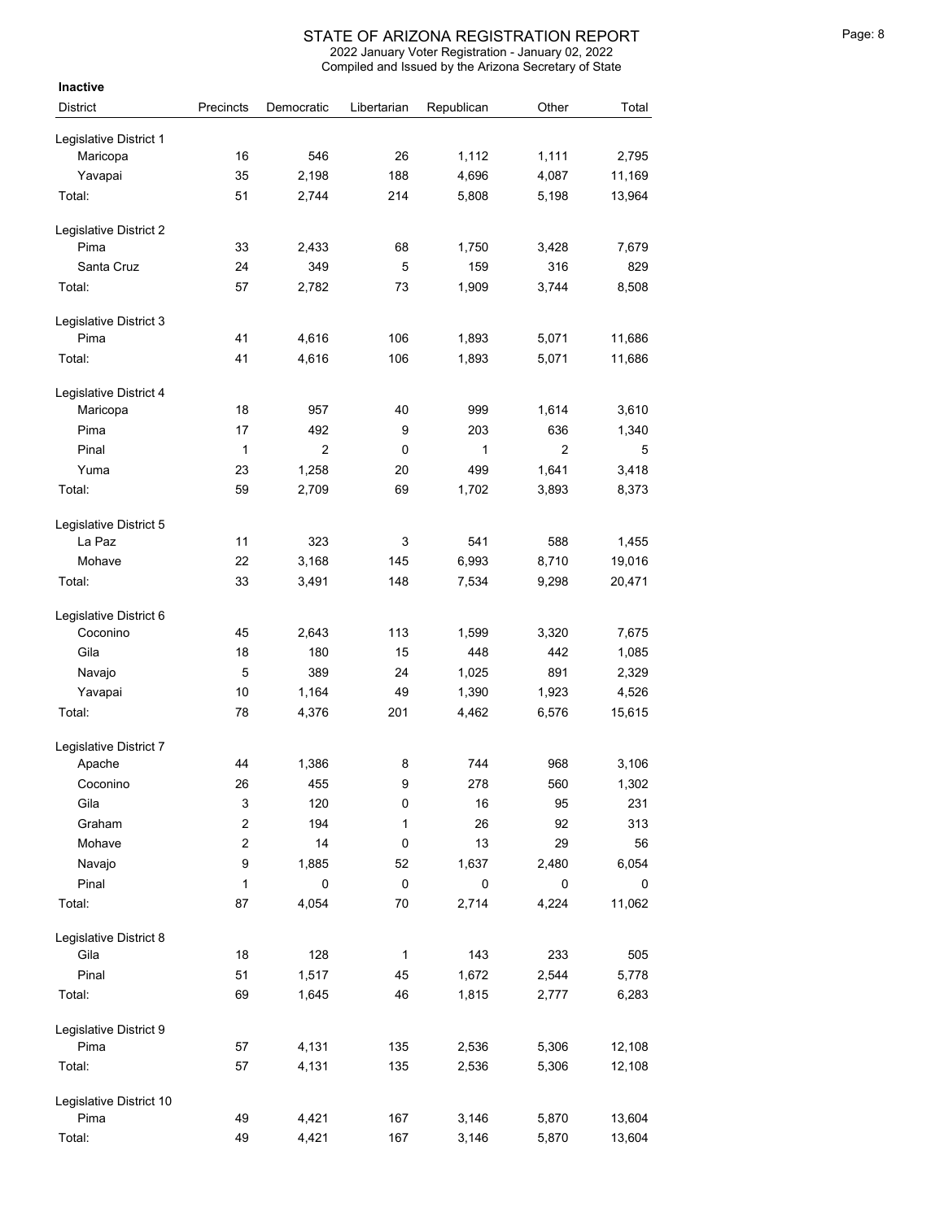# STATE OF ARIZONA REGISTRATION REPORT

2022 January Voter Registration - January 02, 2022

Compiled and Issued by the Arizona Secretary of State

**Inactive**

| District | Precincts | Democratic | Libertarian | Republican | Other | Total |
|---|---|---|---|---|---|---|
| Legislative District 1 | | | | | | |
| Maricopa | 16 | 546 | 26 | 1,112 | 1,111 | 2,795 |
| Yavapai | 35 | 2,198 | 188 | 4,696 | 4,087 | 11,169 |
| Total: | 51 | 2,744 | 214 | 5,808 | 5,198 | 13,964 |
| Legislative District 2 | | | | | | |
| Pima | 33 | 2,433 | 68 | 1,750 | 3,428 | 7,679 |
| Santa Cruz | 24 | 349 | 5 | 159 | 316 | 829 |
| Total: | 57 | 2,782 | 73 | 1,909 | 3,744 | 8,508 |
| Legislative District 3 | | | | | | |
| Pima | 41 | 4,616 | 106 | 1,893 | 5,071 | 11,686 |
| Total: | 41 | 4,616 | 106 | 1,893 | 5,071 | 11,686 |
| Legislative District 4 | | | | | | |
| Maricopa | 18 | 957 | 40 | 999 | 1,614 | 3,610 |
| Pima | 17 | 492 | 9 | 203 | 636 | 1,340 |
| Pinal | 1 | 2 | 0 | 1 | 2 | 5 |
| Yuma | 23 | 1,258 | 20 | 499 | 1,641 | 3,418 |
| Total: | 59 | 2,709 | 69 | 1,702 | 3,893 | 8,373 |
| Legislative District 5 | | | | | | |
| La Paz | 11 | 323 | 3 | 541 | 588 | 1,455 |
| Mohave | 22 | 3,168 | 145 | 6,993 | 8,710 | 19,016 |
| Total: | 33 | 3,491 | 148 | 7,534 | 9,298 | 20,471 |
| Legislative District 6 | | | | | | |
| Coconino | 45 | 2,643 | 113 | 1,599 | 3,320 | 7,675 |
| Gila | 18 | 180 | 15 | 448 | 442 | 1,085 |
| Navajo | 5 | 389 | 24 | 1,025 | 891 | 2,329 |
| Yavapai | 10 | 1,164 | 49 | 1,390 | 1,923 | 4,526 |
| Total: | 78 | 4,376 | 201 | 4,462 | 6,576 | 15,615 |
| Legislative District 7 | | | | | | |
| Apache | 44 | 1,386 | 8 | 744 | 968 | 3,106 |
| Coconino | 26 | 455 | 9 | 278 | 560 | 1,302 |
| Gila | 3 | 120 | 0 | 16 | 95 | 231 |
| Graham | 2 | 194 | 1 | 26 | 92 | 313 |
| Mohave | 2 | 14 | 0 | 13 | 29 | 56 |
| Navajo | 9 | 1,885 | 52 | 1,637 | 2,480 | 6,054 |
| Pinal | 1 | 0 | 0 | 0 | 0 | 0 |
| Total: | 87 | 4,054 | 70 | 2,714 | 4,224 | 11,062 |
| Legislative District 8 | | | | | | |
| Gila | 18 | 128 | 1 | 143 | 233 | 505 |
| Pinal | 51 | 1,517 | 45 | 1,672 | 2,544 | 5,778 |
| Total: | 69 | 1,645 | 46 | 1,815 | 2,777 | 6,283 |
| Legislative District 9 | | | | | | |
| Pima | 57 | 4,131 | 135 | 2,536 | 5,306 | 12,108 |
| Total: | 57 | 4,131 | 135 | 2,536 | 5,306 | 12,108 |
| Legislative District 10 | | | | | | |
| Pima | 49 | 4,421 | 167 | 3,146 | 5,870 | 13,604 |
| Total: | 49 | 4,421 | 167 | 3,146 | 5,870 | 13,604 |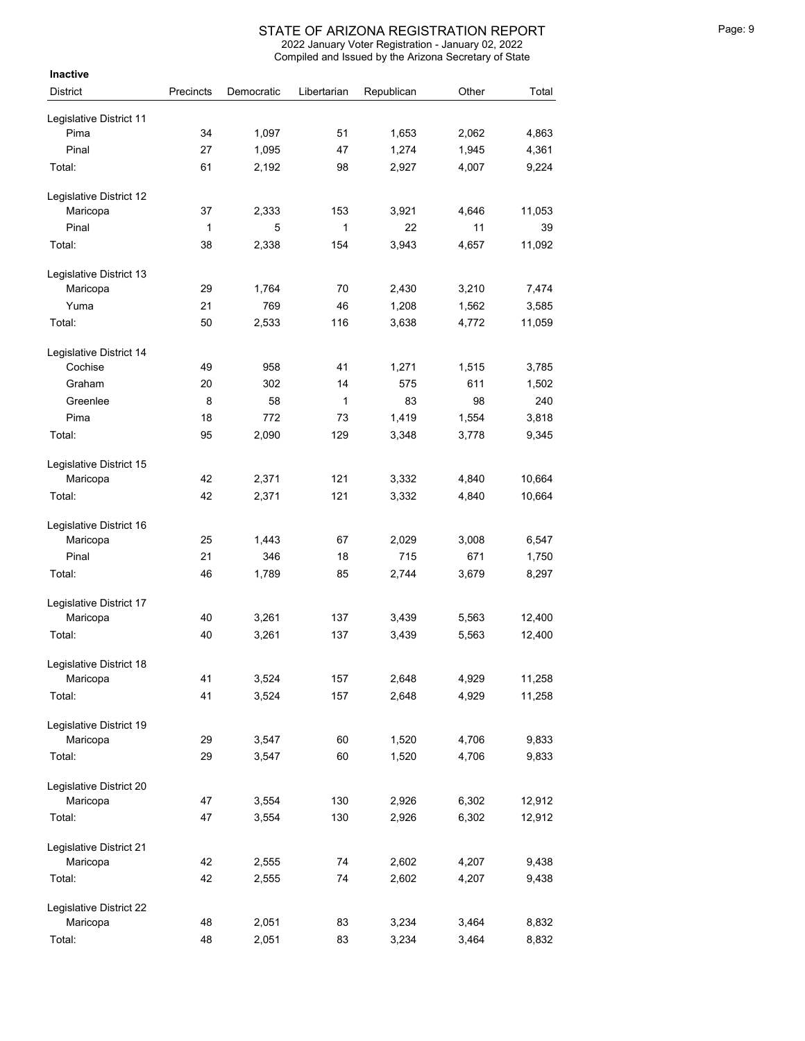# STATE OF ARIZONA REGISTRATION REPORT

2022 January Voter Registration - January 02, 2022

Compiled and Issued by the Arizona Secretary of State

**Inactive**

| District | Precincts | Democratic | Libertarian | Republican | Other | Total |
|---|---|---|---|---|---|---|
| Legislative District 11 | | | | | | |
| Pima | 34 | 1,097 | 51 | 1,653 | 2,062 | 4,863 |
| Pinal | 27 | 1,095 | 47 | 1,274 | 1,945 | 4,361 |
| Total: | 61 | 2,192 | 98 | 2,927 | 4,007 | 9,224 |
| Legislative District 12 | | | | | | |
| Maricopa | 37 | 2,333 | 153 | 3,921 | 4,646 | 11,053 |
| Pinal | 1 | 5 | 1 | 22 | 11 | 39 |
| Total: | 38 | 2,338 | 154 | 3,943 | 4,657 | 11,092 |
| Legislative District 13 | | | | | | |
| Maricopa | 29 | 1,764 | 70 | 2,430 | 3,210 | 7,474 |
| Yuma | 21 | 769 | 46 | 1,208 | 1,562 | 3,585 |
| Total: | 50 | 2,533 | 116 | 3,638 | 4,772 | 11,059 |
| Legislative District 14 | | | | | | |
| Cochise | 49 | 958 | 41 | 1,271 | 1,515 | 3,785 |
| Graham | 20 | 302 | 14 | 575 | 611 | 1,502 |
| Greenlee | 8 | 58 | 1 | 83 | 98 | 240 |
| Pima | 18 | 772 | 73 | 1,419 | 1,554 | 3,818 |
| Total: | 95 | 2,090 | 129 | 3,348 | 3,778 | 9,345 |
| Legislative District 15 | | | | | | |
| Maricopa | 42 | 2,371 | 121 | 3,332 | 4,840 | 10,664 |
| Total: | 42 | 2,371 | 121 | 3,332 | 4,840 | 10,664 |
| Legislative District 16 | | | | | | |
| Maricopa | 25 | 1,443 | 67 | 2,029 | 3,008 | 6,547 |
| Pinal | 21 | 346 | 18 | 715 | 671 | 1,750 |
| Total: | 46 | 1,789 | 85 | 2,744 | 3,679 | 8,297 |
| Legislative District 17 | | | | | | |
| Maricopa | 40 | 3,261 | 137 | 3,439 | 5,563 | 12,400 |
| Total: | 40 | 3,261 | 137 | 3,439 | 5,563 | 12,400 |
| Legislative District 18 | | | | | | |
| Maricopa | 41 | 3,524 | 157 | 2,648 | 4,929 | 11,258 |
| Total: | 41 | 3,524 | 157 | 2,648 | 4,929 | 11,258 |
| Legislative District 19 | | | | | | |
| Maricopa | 29 | 3,547 | 60 | 1,520 | 4,706 | 9,833 |
| Total: | 29 | 3,547 | 60 | 1,520 | 4,706 | 9,833 |
| Legislative District 20 | | | | | | |
| Maricopa | 47 | 3,554 | 130 | 2,926 | 6,302 | 12,912 |
| Total: | 47 | 3,554 | 130 | 2,926 | 6,302 | 12,912 |
| Legislative District 21 | | | | | | |
| Maricopa | 42 | 2,555 | 74 | 2,602 | 4,207 | 9,438 |
| Total: | 42 | 2,555 | 74 | 2,602 | 4,207 | 9,438 |
| Legislative District 22 | | | | | | |
| Maricopa | 48 | 2,051 | 83 | 3,234 | 3,464 | 8,832 |
| Total: | 48 | 2,051 | 83 | 3,234 | 3,464 | 8,832 |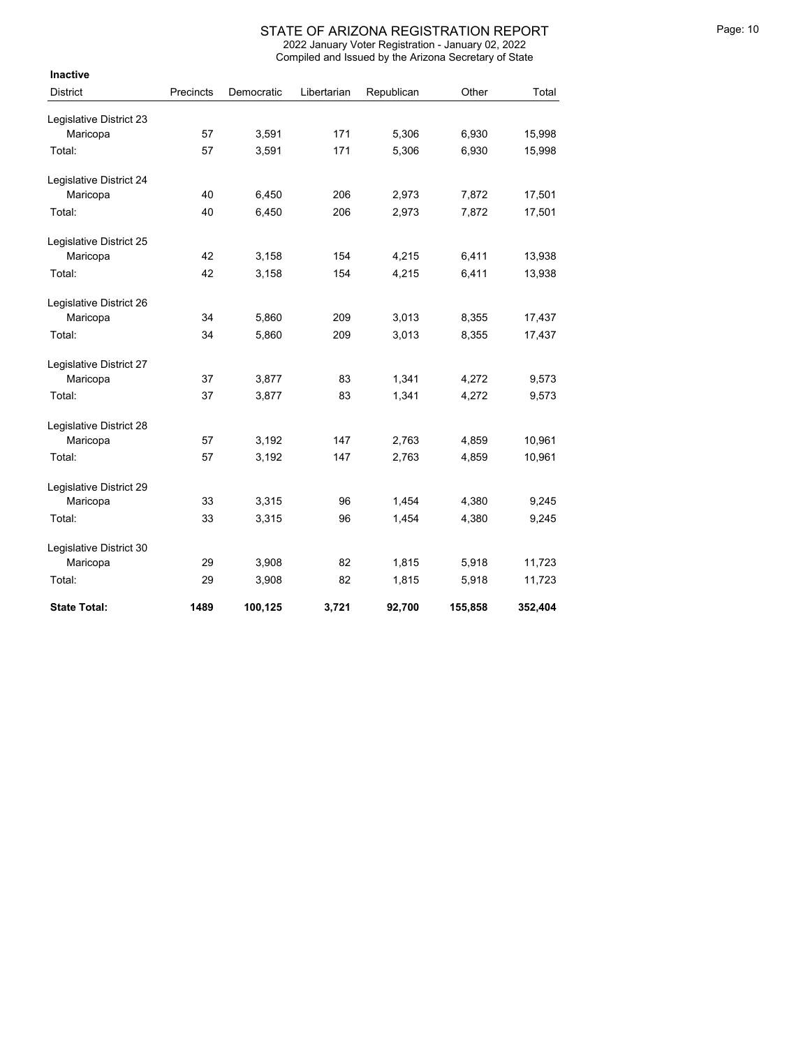**Inactive**

| District | Precincts | Democratic | Libertarian | Republican | Other | Total |
|---|---|---|---|---|---|---|
| Legislative District 23 | | | | | | |
| Maricopa | 57 | 3,591 | 171 | 5,306 | 6,930 | 15,998 |
| Total: | 57 | 3,591 | 171 | 5,306 | 6,930 | 15,998 |
| Legislative District 24 | | | | | | |
| Maricopa | 40 | 6,450 | 206 | 2,973 | 7,872 | 17,501 |
| Total: | 40 | 6,450 | 206 | 2,973 | 7,872 | 17,501 |
| Legislative District 25 | | | | | | |
| Maricopa | 42 | 3,158 | 154 | 4,215 | 6,411 | 13,938 |
| Total: | 42 | 3,158 | 154 | 4,215 | 6,411 | 13,938 |
| Legislative District 26 | | | | | | |
| Maricopa | 34 | 5,860 | 209 | 3,013 | 8,355 | 17,437 |
| Total: | 34 | 5,860 | 209 | 3,013 | 8,355 | 17,437 |
| Legislative District 27 | | | | | | |
| Maricopa | 37 | 3,877 | 83 | 1,341 | 4,272 | 9,573 |
| Total: | 37 | 3,877 | 83 | 1,341 | 4,272 | 9,573 |
| Legislative District 28 | | | | | | |
| Maricopa | 57 | 3,192 | 147 | 2,763 | 4,859 | 10,961 |
| Total: | 57 | 3,192 | 147 | 2,763 | 4,859 | 10,961 |
| Legislative District 29 | | | | | | |
| Maricopa | 33 | 3,315 | 96 | 1,454 | 4,380 | 9,245 |
| Total: | 33 | 3,315 | 96 | 1,454 | 4,380 | 9,245 |
| Legislative District 30 | | | | | | |
| Maricopa | 29 | 3,908 | 82 | 1,815 | 5,918 | 11,723 |
| Total: | 29 | 3,908 | 82 | 1,815 | 5,918 | 11,723 |
| **State Total:** | **1489** | **100,125** | **3,721** | **92,700** | **155,858** | **352,404** |